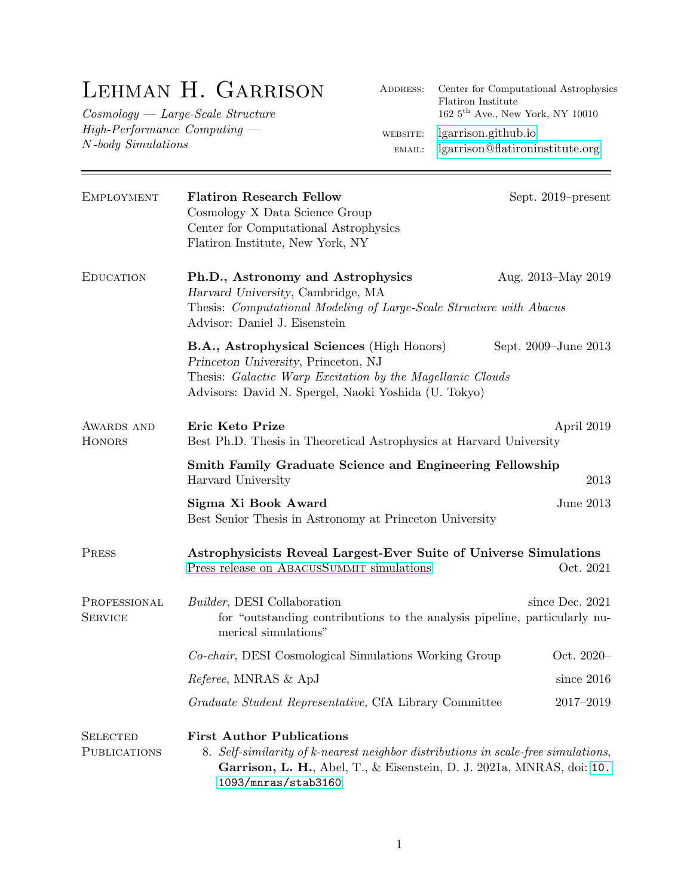# Lehman H. Garrison

*Cosmology — Large-Scale Structure*
*High-Performance Computing — N-body Simulations*

**Address:** Center for Computational Astrophysics
Flatiron Institute
162 5$^{th}$ Ave., New York, NY 10010

**website:** lgarrison.github.io
**email:** lgarrison@flatironinstitute.org

---

## Employment

**Flatiron Research Fellow** — Sept. 2019–present
Cosmology X Data Science Group
Center for Computational Astrophysics
Flatiron Institute, New York, NY

## Education

**Ph.D., Astronomy and Astrophysics** — Aug. 2013–May 2019
*Harvard University*, Cambridge, MA
Thesis: *Computational Modeling of Large-Scale Structure with Abacus*
Advisor: Daniel J. Eisenstein

**B.A., Astrophysical Sciences** (High Honors) — Sept. 2009–June 2013
*Princeton University*, Princeton, NJ
Thesis: *Galactic Warp Excitation by the Magellanic Clouds*
Advisors: David N. Spergel, Naoki Yoshida (U. Tokyo)

## Awards and Honors

**Eric Keto Prize** — April 2019
Best Ph.D. Thesis in Theoretical Astrophysics at Harvard University

**Smith Family Graduate Science and Engineering Fellowship**
Harvard University — 2013

**Sigma Xi Book Award** — June 2013
Best Senior Thesis in Astronomy at Princeton University

## Press

**Astrophysicists Reveal Largest-Ever Suite of Universe Simulations**
Press release on AbacusSummit simulations — Oct. 2021

## Professional Service

*Builder*, DESI Collaboration — since Dec. 2021
for "outstanding contributions to the analysis pipeline, particularly numerical simulations"

*Co-chair*, DESI Cosmological Simulations Working Group — Oct. 2020–

*Referee*, MNRAS & ApJ — since 2016

*Graduate Student Representative*, CfA Library Committee — 2017–2019

## Selected Publications

**First Author Publications**

8. *Self-similarity of k-nearest neighbor distributions in scale-free simulations*, **Garrison, L. H.**, Abel, T., & Eisenstein, D. J. 2021a, MNRAS, doi: `10.1093/mnras/stab3160`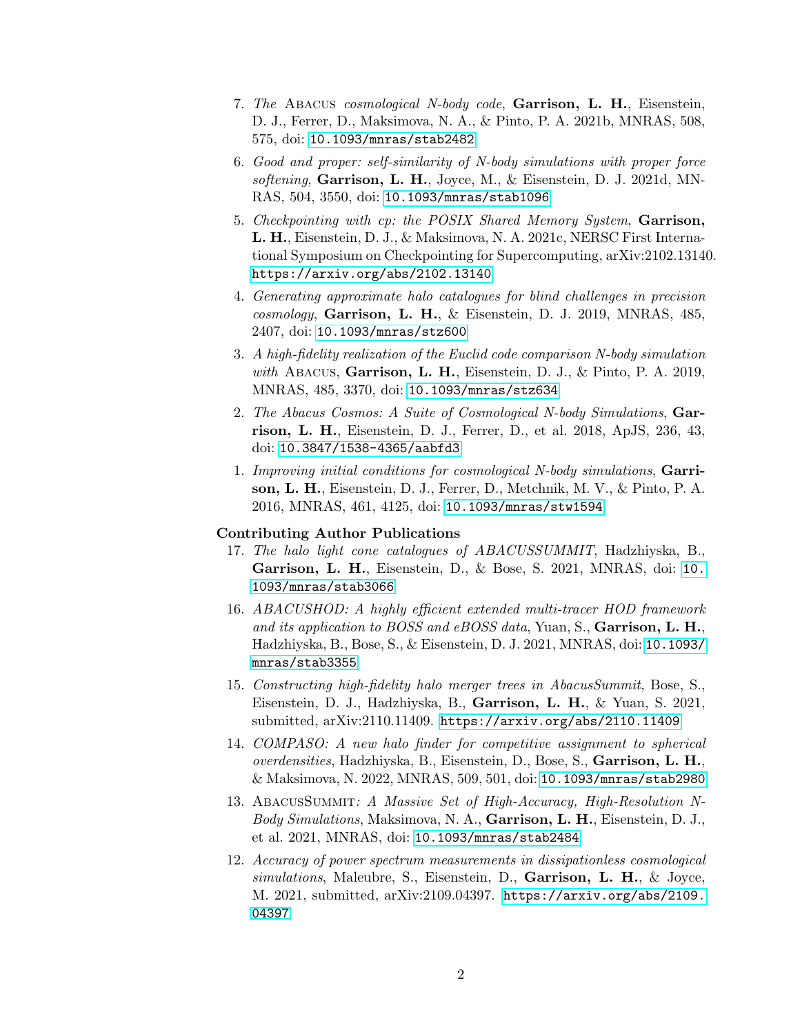7. *The* Abacus *cosmological N-body code*, **Garrison, L. H.**, Eisenstein, D. J., Ferrer, D., Maksimova, N. A., & Pinto, P. A. 2021b, MNRAS, 508, 575, doi: 10.1093/mnras/stab2482

6. *Good and proper: self-similarity of N-body simulations with proper force softening*, **Garrison, L. H.**, Joyce, M., & Eisenstein, D. J. 2021d, MNRAS, 504, 3550, doi: 10.1093/mnras/stab1096

5. *Checkpointing with cp: the POSIX Shared Memory System*, **Garrison, L. H.**, Eisenstein, D. J., & Maksimova, N. A. 2021c, NERSC First International Symposium on Checkpointing for Supercomputing, arXiv:2102.13140. https://arxiv.org/abs/2102.13140

4. *Generating approximate halo catalogues for blind challenges in precision cosmology*, **Garrison, L. H.**, & Eisenstein, D. J. 2019, MNRAS, 485, 2407, doi: 10.1093/mnras/stz600

3. *A high-fidelity realization of the Euclid code comparison N-body simulation with* Abacus, **Garrison, L. H.**, Eisenstein, D. J., & Pinto, P. A. 2019, MNRAS, 485, 3370, doi: 10.1093/mnras/stz634

2. *The Abacus Cosmos: A Suite of Cosmological N-body Simulations*, **Garrison, L. H.**, Eisenstein, D. J., Ferrer, D., et al. 2018, ApJS, 236, 43, doi: 10.3847/1538-4365/aabfd3

1. *Improving initial conditions for cosmological N-body simulations*, **Garrison, L. H.**, Eisenstein, D. J., Ferrer, D., Metchnik, M. V., & Pinto, P. A. 2016, MNRAS, 461, 4125, doi: 10.1093/mnras/stw1594

### Contributing Author Publications

17. *The halo light cone catalogues of ABACUSSUMMIT*, Hadzhiyska, B., **Garrison, L. H.**, Eisenstein, D., & Bose, S. 2021, MNRAS, doi: 10.1093/mnras/stab3066

16. *ABACUSHOD: A highly efficient extended multi-tracer HOD framework and its application to BOSS and eBOSS data*, Yuan, S., **Garrison, L. H.**, Hadzhiyska, B., Bose, S., & Eisenstein, D. J. 2021, MNRAS, doi: 10.1093/mnras/stab3355

15. *Constructing high-fidelity halo merger trees in AbacusSummit*, Bose, S., Eisenstein, D. J., Hadzhiyska, B., **Garrison, L. H.**, & Yuan, S. 2021, submitted, arXiv:2110.11409. https://arxiv.org/abs/2110.11409

14. *COMPASO: A new halo finder for competitive assignment to spherical overdensities*, Hadzhiyska, B., Eisenstein, D., Bose, S., **Garrison, L. H.**, & Maksimova, N. 2022, MNRAS, 509, 501, doi: 10.1093/mnras/stab2980

13. AbacusSummit*: A Massive Set of High-Accuracy, High-Resolution N-Body Simulations*, Maksimova, N. A., **Garrison, L. H.**, Eisenstein, D. J., et al. 2021, MNRAS, doi: 10.1093/mnras/stab2484

12. *Accuracy of power spectrum measurements in dissipationless cosmological simulations*, Maleubre, S., Eisenstein, D., **Garrison, L. H.**, & Joyce, M. 2021, submitted, arXiv:2109.04397. https://arxiv.org/abs/2109.04397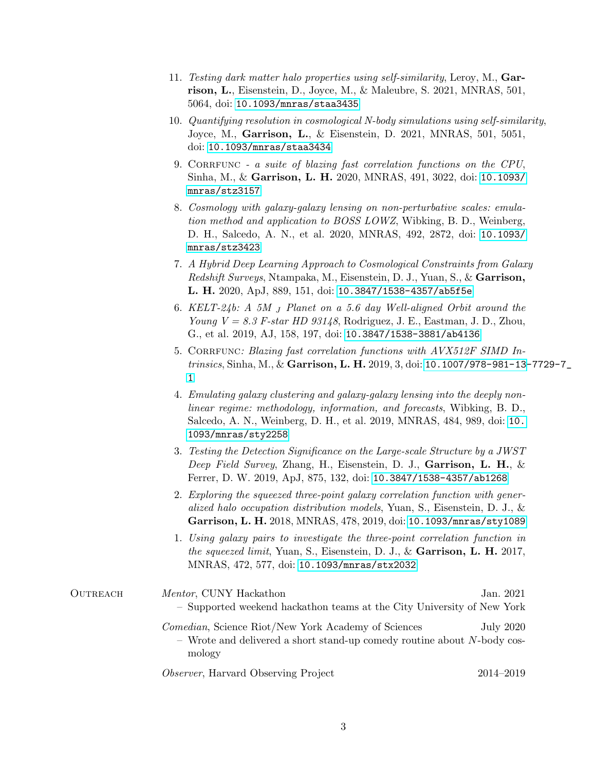11. *Testing dark matter halo properties using self-similarity*, Leroy, M., **Garrison, L.**, Eisenstein, D., Joyce, M., & Maleubre, S. 2021, MNRAS, 501, 5064, doi: 10.1093/mnras/staa3435
10. *Quantifying resolution in cosmological N-body simulations using self-similarity*, Joyce, M., **Garrison, L.**, & Eisenstein, D. 2021, MNRAS, 501, 5051, doi: 10.1093/mnras/staa3434
9. Corrfunc *- a suite of blazing fast correlation functions on the CPU*, Sinha, M., & **Garrison, L. H.** 2020, MNRAS, 491, 3022, doi: 10.1093/mnras/stz3157
8. *Cosmology with galaxy-galaxy lensing on non-perturbative scales: emulation method and application to BOSS LOWZ*, Wibking, B. D., Weinberg, D. H., Salcedo, A. N., et al. 2020, MNRAS, 492, 2872, doi: 10.1093/mnras/stz3423
7. *A Hybrid Deep Learning Approach to Cosmological Constraints from Galaxy Redshift Surveys*, Ntampaka, M., Eisenstein, D. J., Yuan, S., & **Garrison, L. H.** 2020, ApJ, 889, 151, doi: 10.3847/1538-4357/ab5f5e
6. *KELT-24b: A 5M$_J$ Planet on a 5.6 day Well-aligned Orbit around the Young V = 8.3 F-star HD 93148*, Rodriguez, J. E., Eastman, J. D., Zhou, G., et al. 2019, AJ, 158, 197, doi: 10.3847/1538-3881/ab4136
5. Corrfunc*: Blazing fast correlation functions with AVX512F SIMD Intrinsics*, Sinha, M., & **Garrison, L. H.** 2019, 3, doi: 10.1007/978-981-13-7729-7_1
4. *Emulating galaxy clustering and galaxy-galaxy lensing into the deeply nonlinear regime: methodology, information, and forecasts*, Wibking, B. D., Salcedo, A. N., Weinberg, D. H., et al. 2019, MNRAS, 484, 989, doi: 10.1093/mnras/sty2258
3. *Testing the Detection Significance on the Large-scale Structure by a JWST Deep Field Survey*, Zhang, H., Eisenstein, D. J., **Garrison, L. H.**, & Ferrer, D. W. 2019, ApJ, 875, 132, doi: 10.3847/1538-4357/ab1268
2. *Exploring the squeezed three-point galaxy correlation function with generalized halo occupation distribution models*, Yuan, S., Eisenstein, D. J., & **Garrison, L. H.** 2018, MNRAS, 478, 2019, doi: 10.1093/mnras/sty1089
1. *Using galaxy pairs to investigate the three-point correlation function in the squeezed limit*, Yuan, S., Eisenstein, D. J., & **Garrison, L. H.** 2017, MNRAS, 472, 577, doi: 10.1093/mnras/stx2032

## Outreach

*Mentor*, CUNY Hackathon — Jan. 2021
- Supported weekend hackathon teams at the City University of New York

*Comedian*, Science Riot/New York Academy of Sciences — July 2020
- Wrote and delivered a short stand-up comedy routine about $N$-body cosmology

*Observer*, Harvard Observing Project — 2014–2019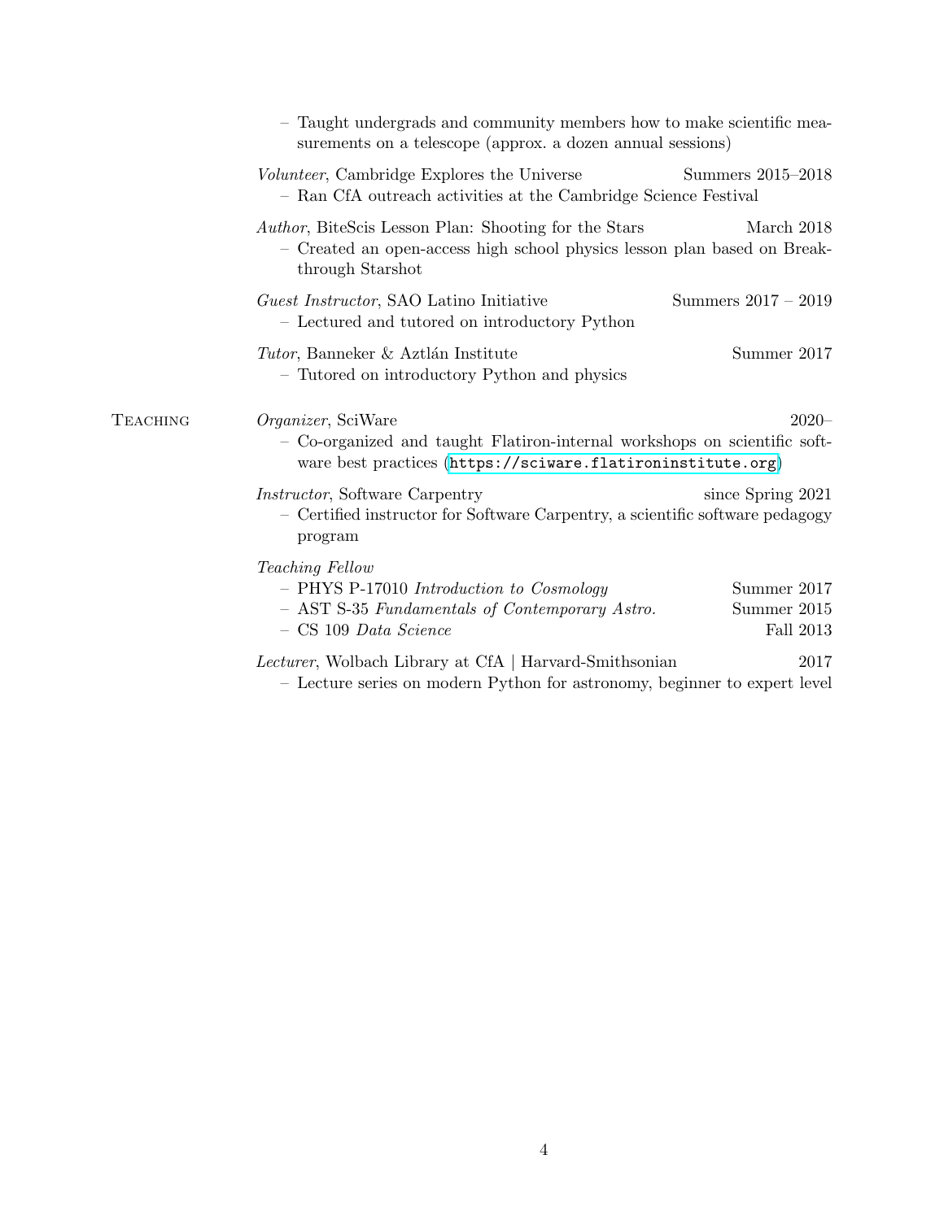- Taught undergrads and community members how to make scientific measurements on a telescope (approx. a dozen annual sessions)

*Volunteer*, Cambridge Explores the Universe — Summers 2015–2018
- Ran CfA outreach activities at the Cambridge Science Festival

*Author*, BiteScis Lesson Plan: Shooting for the Stars — March 2018
- Created an open-access high school physics lesson plan based on Breakthrough Starshot

*Guest Instructor*, SAO Latino Initiative — Summers 2017 – 2019
- Lectured and tutored on introductory Python

*Tutor*, Banneker & Aztlán Institute — Summer 2017
- Tutored on introductory Python and physics

## Teaching

*Organizer*, SciWare — 2020–
- Co-organized and taught Flatiron-internal workshops on scientific software best practices (https://sciware.flatironinstitute.org)

*Instructor*, Software Carpentry — since Spring 2021
- Certified instructor for Software Carpentry, a scientific software pedagogy program

*Teaching Fellow*
- PHYS P-17010 *Introduction to Cosmology* — Summer 2017
- AST S-35 *Fundamentals of Contemporary Astro.* — Summer 2015
- CS 109 *Data Science* — Fall 2013

*Lecturer*, Wolbach Library at CfA | Harvard-Smithsonian — 2017
- Lecture series on modern Python for astronomy, beginner to expert level